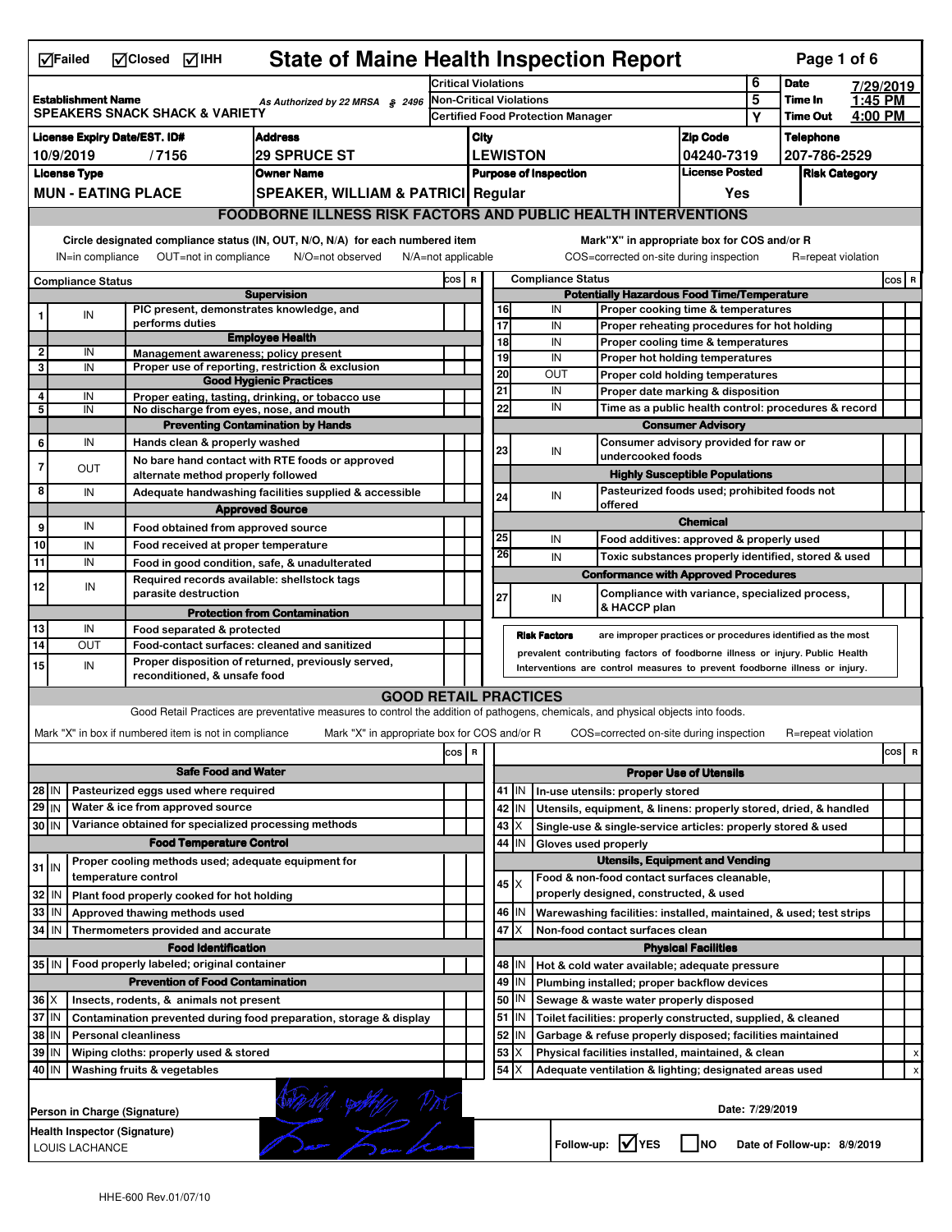☑Failed ☑Closed ☑IHH

# State of Maine Health Inspection Report

| | | | |
|---|---|---|---|
| **Establishment Name** SPEAKERS SNACK SHACK & VARIETY | As Authorized by 22 MRSA § 2496 | Critical Violations: 6 | **Date** 7/29/2019 |
| | | Non-Critical Violations: 5 | **Time In** 1:45 PM |
| | | Certified Food Protection Manager: Y | **Time Out** 4:00 PM |

| License Expiry Date/EST. ID# | Address | City | Zip Code | Telephone |
|---|---|---|---|---|
| 10/9/2019 / 7156 | 29 SPRUCE ST | LEWISTON | 04240-7319 | 207-786-2529 |

| License Type | Owner Name | Purpose of Inspection | License Posted | Risk Category |
|---|---|---|---|---|
| MUN - EATING PLACE | SPEAKER, WILLIAM & PATRICI | Regular | Yes | |

## FOODBORNE ILLNESS RISK FACTORS AND PUBLIC HEALTH INTERVENTIONS

Circle designated compliance status (IN, OUT, N/O, N/A) for each numbered item. IN=in compliance OUT=not in compliance N/O=not observed N/A=not applicable

Mark "X" in appropriate box for COS and/or R. COS=corrected on-site during inspection R=repeat violation

| # | Compliance Status | Item | COS | R |
|---|---|---|---|---|
| | | **Supervision** | | |
| 1 | IN | PIC present, demonstrates knowledge, and performs duties | | |
| | | **Employee Health** | | |
| 2 | IN | Management awareness; policy present | | |
| 3 | IN | Proper use of reporting, restriction & exclusion | | |
| | | **Good Hygienic Practices** | | |
| 4 | IN | Proper eating, tasting, drinking, or tobacco use | | |
| 5 | IN | No discharge from eyes, nose, and mouth | | |
| | | **Preventing Contamination by Hands** | | |
| 6 | IN | Hands clean & properly washed | | |
| 7 | OUT | No bare hand contact with RTE foods or approved alternate method properly followed | | |
| 8 | IN | Adequate handwashing facilities supplied & accessible | | |
| | | **Approved Source** | | |
| 9 | IN | Food obtained from approved source | | |
| 10 | IN | Food received at proper temperature | | |
| 11 | IN | Food in good condition, safe, & unadulterated | | |
| 12 | IN | Required records available: shellstock tags parasite destruction | | |
| | | **Protection from Contamination** | | |
| 13 | IN | Food separated & protected | | |
| 14 | OUT | Food-contact surfaces: cleaned and sanitized | | |
| 15 | IN | Proper disposition of returned, previously served, reconditioned, & unsafe food | | |
| | | **Potentially Hazardous Food Time/Temperature** | | |
| 16 | IN | Proper cooking time & temperatures | | |
| 17 | IN | Proper reheating procedures for hot holding | | |
| 18 | IN | Proper cooling time & temperatures | | |
| 19 | IN | Proper hot holding temperatures | | |
| 20 | OUT | Proper cold holding temperatures | | |
| 21 | IN | Proper date marking & disposition | | |
| 22 | IN | Time as a public health control: procedures & record | | |
| | | **Consumer Advisory** | | |
| 23 | IN | Consumer advisory provided for raw or undercooked foods | | |
| | | **Highly Susceptible Populations** | | |
| 24 | IN | Pasteurized foods used; prohibited foods not offered | | |
| | | **Chemical** | | |
| 25 | IN | Food additives: approved & properly used | | |
| 26 | IN | Toxic substances properly identified, stored & used | | |
| | | **Conformance with Approved Procedures** | | |
| 27 | IN | Compliance with variance, specialized process, & HACCP plan | | |

**Risk Factors** are improper practices or procedures identified as the most prevalent contributing factors of foodborne illness or injury. Public Health Interventions are control measures to prevent foodborne illness or injury.

## GOOD RETAIL PRACTICES

Good Retail Practices are preventative measures to control the addition of pathogens, chemicals, and physical objects into foods.

Mark "X" in box if numbered item is not in compliance. Mark "X" in appropriate box for COS and/or R. COS=corrected on-site during inspection R=repeat violation

| # | Status | Item | COS | R |
|---|---|---|---|---|
| | | **Safe Food and Water** | | |
| 28 | IN | Pasteurized eggs used where required | | |
| 29 | IN | Water & ice from approved source | | |
| 30 | IN | Variance obtained for specialized processing methods | | |
| | | **Food Temperature Control** | | |
| 31 | IN | Proper cooling methods used; adequate equipment for temperature control | | |
| 32 | IN | Plant food properly cooked for hot holding | | |
| 33 | IN | Approved thawing methods used | | |
| 34 | IN | Thermometers provided and accurate | | |
| | | **Food Identification** | | |
| 35 | IN | Food properly labeled; original container | | |
| | | **Prevention of Food Contamination** | | |
| 36 | X | Insects, rodents, & animals not present | | |
| 37 | IN | Contamination prevented during food preparation, storage & display | | |
| 38 | IN | Personal cleanliness | | |
| 39 | IN | Wiping cloths: properly used & stored | | |
| 40 | IN | Washing fruits & vegetables | | |
| | | **Proper Use of Utensils** | | |
| 41 | IN | In-use utensils: properly stored | | |
| 42 | IN | Utensils, equipment, & linens: properly stored, dried, & handled | | |
| 43 | X | Single-use & single-service articles: properly stored & used | | |
| 44 | IN | Gloves used properly | | |
| | | **Utensils, Equipment and Vending** | | |
| 45 | X | Food & non-food contact surfaces cleanable, properly designed, constructed, & used | | |
| 46 | IN | Warewashing facilities: installed, maintained, & used; test strips | | |
| 47 | X | Non-food contact surfaces clean | | |
| | | **Physical Facilities** | | |
| 48 | IN | Hot & cold water available; adequate pressure | | |
| 49 | IN | Plumbing installed; proper backflow devices | | |
| 50 | IN | Sewage & waste water properly disposed | | |
| 51 | IN | Toilet facilities: properly constructed, supplied, & cleaned | | |
| 52 | IN | Garbage & refuse properly disposed; facilities maintained | | |
| 53 | X | Physical facilities installed, maintained, & clean | | x |
| 54 | X | Adequate ventilation & lighting; designated areas used | | x |

Person in Charge (Signature) — Date: 7/29/2019

Health Inspector (Signature): LOUIS LACHANCE

Follow-up: ☑ YES ☐ NO Date of Follow-up: 8/9/2019

HHE-600 Rev.01/07/10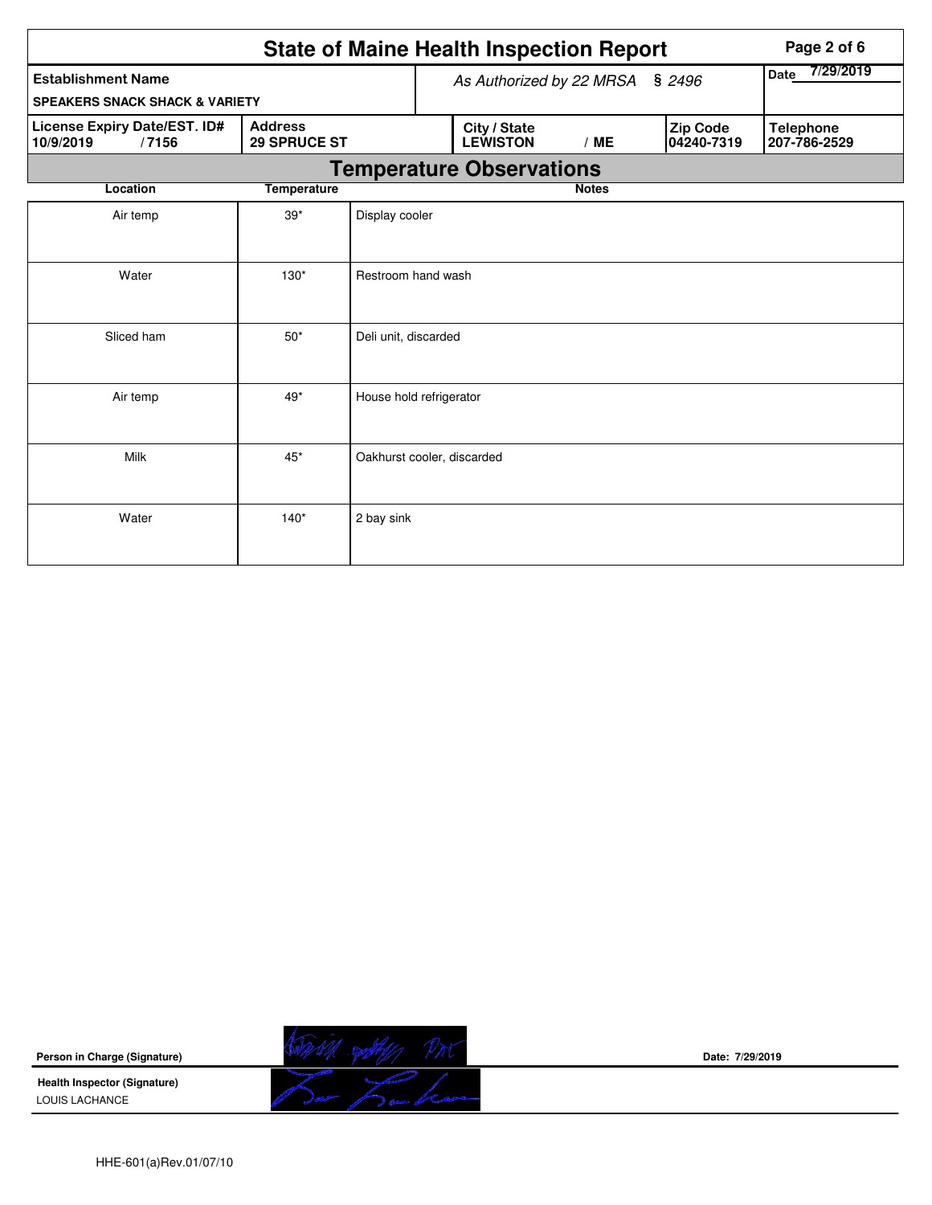# State of Maine Health Inspection Report

| Establishment Name | As Authorized by 22 MRSA § 2496 | | | Date 7/29/2019 |
|---|---|---|---|---|
| SPEAKERS SNACK SHACK & VARIETY | | | | |

| License Expiry Date/EST. ID# | Address | City / State | Zip Code | Telephone |
|---|---|---|---|---|
| 10/9/2019 / 7156 | 29 SPRUCE ST | LEWISTON / ME | 04240-7319 | 207-786-2529 |

## Temperature Observations

| Location | Temperature | Notes |
|---|---|---|
| Air temp | 39* | Display cooler |
| Water | 130* | Restroom hand wash |
| Sliced ham | 50* | Deli unit, discarded |
| Air temp | 49* | House hold refrigerator |
| Milk | 45* | Oakhurst cooler, discarded |
| Water | 140* | 2 bay sink |

**Person in Charge (Signature)**

Date: 7/29/2019

**Health Inspector (Signature)**
LOUIS LACHANCE

HHE-601(a)Rev.01/07/10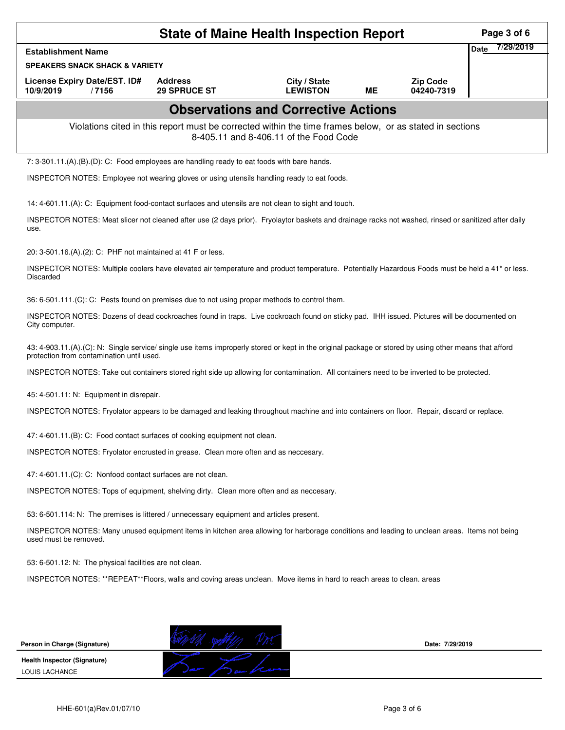# State of Maine Health Inspection Report

| Establishment Name | | | | | Date 7/29/2019 |
|---|---|---|---|---|---|
| SPEAKERS SNACK SHACK & VARIETY | | | | | |
| License Expiry Date/EST. ID# | Address | City / State | | Zip Code | |
| 10/9/2019 / 7156 | 29 SPRUCE ST | LEWISTON | ME | 04240-7319 | |

## Observations and Corrective Actions

Violations cited in this report must be corrected within the time frames below, or as stated in sections 8-405.11 and 8-406.11 of the Food Code

7: 3-301.11.(A).(B).(D): C: Food employees are handling ready to eat foods with bare hands.

INSPECTOR NOTES: Employee not wearing gloves or using utensils handling ready to eat foods.

14: 4-601.11.(A): C: Equipment food-contact surfaces and utensils are not clean to sight and touch.

INSPECTOR NOTES: Meat slicer not cleaned after use (2 days prior). Fryolaytor baskets and drainage racks not washed, rinsed or sanitized after daily use.

20: 3-501.16.(A).(2): C: PHF not maintained at 41 F or less.

INSPECTOR NOTES: Multiple coolers have elevated air temperature and product temperature. Potentially Hazardous Foods must be held a 41* or less. Discarded

36: 6-501.111.(C): C: Pests found on premises due to not using proper methods to control them.

INSPECTOR NOTES: Dozens of dead cockroaches found in traps. Live cockroach found on sticky pad. IHH issued. Pictures will be documented on City computer.

43: 4-903.11.(A).(C): N: Single service/ single use items improperly stored or kept in the original package or stored by using other means that afford protection from contamination until used.

INSPECTOR NOTES: Take out containers stored right side up allowing for contamination. All containers need to be inverted to be protected.

45: 4-501.11: N: Equipment in disrepair.

INSPECTOR NOTES: Fryolator appears to be damaged and leaking throughout machine and into containers on floor. Repair, discard or replace.

47: 4-601.11.(B): C: Food contact surfaces of cooking equipment not clean.

INSPECTOR NOTES: Fryolator encrusted in grease. Clean more often and as neccesary.

47: 4-601.11.(C): C: Nonfood contact surfaces are not clean.

INSPECTOR NOTES: Tops of equipment, shelving dirty. Clean more often and as neccesary.

53: 6-501.114: N: The premises is littered / unnecessary equipment and articles present.

INSPECTOR NOTES: Many unused equipment items in kitchen area allowing for harborage conditions and leading to unclean areas. Items not being used must be removed.

53: 6-501.12: N: The physical facilities are not clean.

INSPECTOR NOTES: **REPEAT**Floors, walls and coving areas unclean. Move items in hard to reach areas to clean. areas

Person in Charge (Signature) Date: 7/29/2019

Health Inspector (Signature)
LOUIS LACHANCE

HHE-601(a)Rev.01/07/10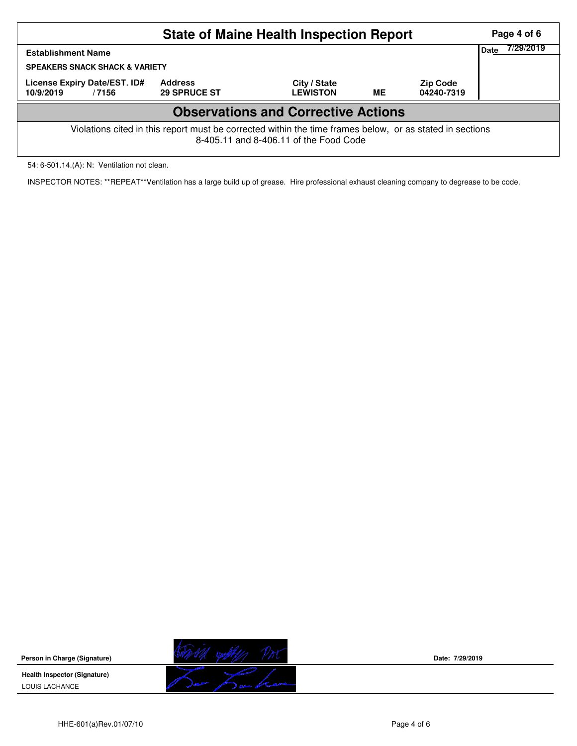# State of Maine Health Inspection Report

| Establishment Name | | | | | Date 7/29/2019 |
|---|---|---|---|---|---|
| SPEAKERS SNACK SHACK & VARIETY | | | | | |
| License Expiry Date/EST. ID# | Address | City / State | | Zip Code | |
| 10/9/2019 / 7156 | 29 SPRUCE ST | LEWISTON | ME | 04240-7319 | |

## Observations and Corrective Actions

Violations cited in this report must be corrected within the time frames below, or as stated in sections 8-405.11 and 8-406.11 of the Food Code

54: 6-501.14.(A): N: Ventilation not clean.

INSPECTOR NOTES: **REPEAT**Ventilation has a large build up of grease. Hire professional exhaust cleaning company to degrease to be code.

**Person in Charge (Signature)**

Date: 7/29/2019

**Health Inspector (Signature)**

LOUIS LACHANCE

HHE-601(a)Rev.01/07/10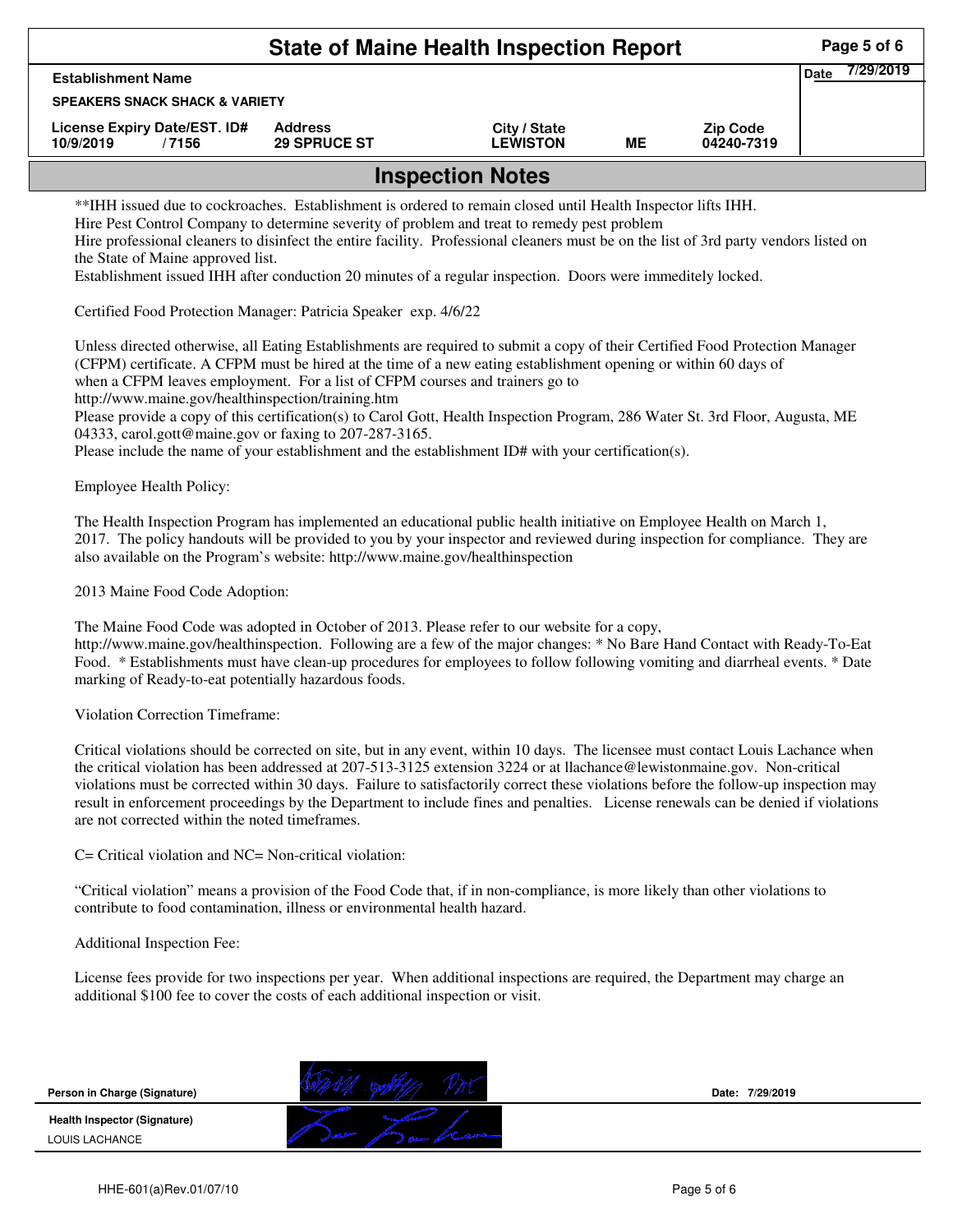# State of Maine Health Inspection Report

| Establishment Name | | | | | Date 7/29/2019 |
|---|---|---|---|---|---|
| SPEAKERS SNACK SHACK & VARIETY | | | | | |
| License Expiry Date/EST. ID# | Address | City / State | | Zip Code | |
| 10/9/2019 / 7156 | 29 SPRUCE ST | LEWISTON | ME | 04240-7319 | |

## Inspection Notes

**IHH issued due to cockroaches. Establishment is ordered to remain closed until Health Inspector lifts IHH.
Hire Pest Control Company to determine severity of problem and treat to remedy pest problem
Hire professional cleaners to disinfect the entire facility. Professional cleaners must be on the list of 3rd party vendors listed on the State of Maine approved list.
Establishment issued IHH after conduction 20 minutes of a regular inspection. Doors were immeditely locked.

Certified Food Protection Manager: Patricia Speaker exp. 4/6/22

Unless directed otherwise, all Eating Establishments are required to submit a copy of their Certified Food Protection Manager (CFPM) certificate. A CFPM must be hired at the time of a new eating establishment opening or within 60 days of when a CFPM leaves employment. For a list of CFPM courses and trainers go to http://www.maine.gov/healthinspection/training.htm
Please provide a copy of this certification(s) to Carol Gott, Health Inspection Program, 286 Water St. 3rd Floor, Augusta, ME 04333, carol.gott@maine.gov or faxing to 207-287-3165.
Please include the name of your establishment and the establishment ID# with your certification(s).

Employee Health Policy:

The Health Inspection Program has implemented an educational public health initiative on Employee Health on March 1, 2017. The policy handouts will be provided to you by your inspector and reviewed during inspection for compliance. They are also available on the Program's website: http://www.maine.gov/healthinspection

2013 Maine Food Code Adoption:

The Maine Food Code was adopted in October of 2013. Please refer to our website for a copy, http://www.maine.gov/healthinspection. Following are a few of the major changes: * No Bare Hand Contact with Ready-To-Eat Food. * Establishments must have clean-up procedures for employees to follow following vomiting and diarrheal events. * Date marking of Ready-to-eat potentially hazardous foods.

Violation Correction Timeframe:

Critical violations should be corrected on site, but in any event, within 10 days. The licensee must contact Louis Lachance when the critical violation has been addressed at 207-513-3125 extension 3224 or at llachance@lewistonmaine.gov. Non-critical violations must be corrected within 30 days. Failure to satisfactorily correct these violations before the follow-up inspection may result in enforcement proceedings by the Department to include fines and penalties. License renewals can be denied if violations are not corrected within the noted timeframes.

C= Critical violation and NC= Non-critical violation:

"Critical violation" means a provision of the Food Code that, if in non-compliance, is more likely than other violations to contribute to food contamination, illness or environmental health hazard.

Additional Inspection Fee:

License fees provide for two inspections per year. When additional inspections are required, the Department may charge an additional $100 fee to cover the costs of each additional inspection or visit.

| | | |
|---|---|---|
| Person in Charge (Signature) | [signature] | Date: 7/29/2019 |
| Health Inspector (Signature) LOUIS LACHANCE | [signature] | |

HHE-601(a)Rev.01/07/10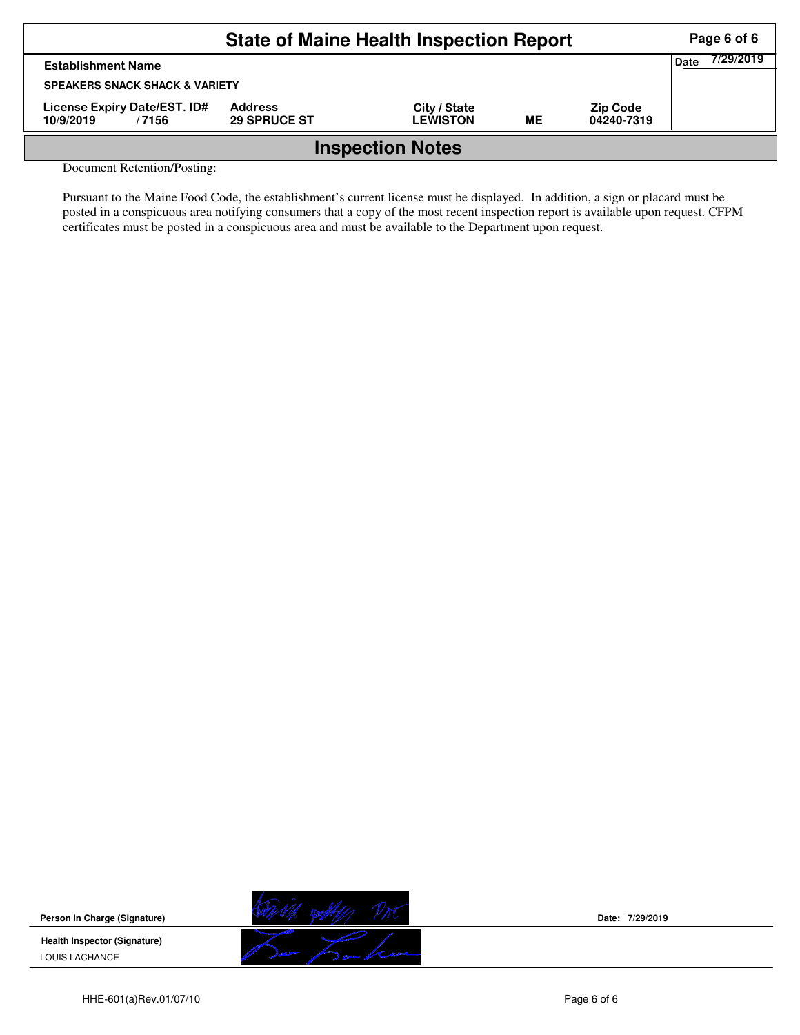# State of Maine Health Inspection Report

| Establishment Name | | | | | Date 7/29/2019 |
|---|---|---|---|---|---|
| SPEAKERS SNACK SHACK & VARIETY | | | | | |
| License Expiry Date/EST. ID# | Address | City / State | | Zip Code | |
| 10/9/2019 / 7156 | 29 SPRUCE ST | LEWISTON | ME | 04240-7319 | |

## Inspection Notes

Document Retention/Posting:

Pursuant to the Maine Food Code, the establishment's current license must be displayed. In addition, a sign or placard must be posted in a conspicuous area notifying consumers that a copy of the most recent inspection report is available upon request. CFPM certificates must be posted in a conspicuous area and must be available to the Department upon request.

**Person in Charge (Signature)** Date: 7/29/2019

**Health Inspector (Signature)**
LOUIS LACHANCE

HHE-601(a)Rev.01/07/10